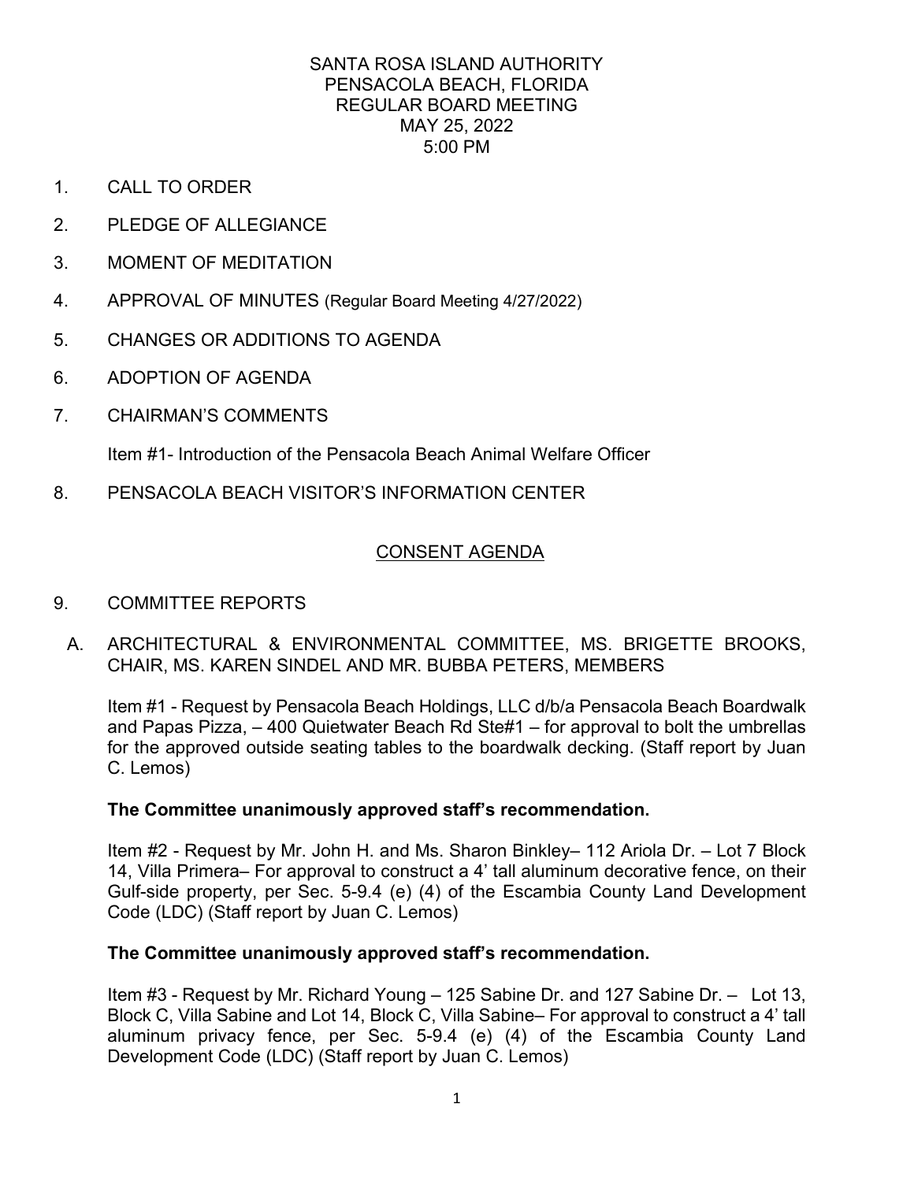SANTA ROSA ISLAND AUTHORITY
PENSACOLA BEACH, FLORIDA
REGULAR BOARD MEETING
MAY 25, 2022
5:00 PM

1. CALL TO ORDER

2. PLEDGE OF ALLEGIANCE

3. MOMENT OF MEDITATION

4. APPROVAL OF MINUTES (Regular Board Meeting 4/27/2022)

5. CHANGES OR ADDITIONS TO AGENDA

6. ADOPTION OF AGENDA

7. CHAIRMAN'S COMMENTS

   Item #1- Introduction of the Pensacola Beach Animal Welfare Officer

8. PENSACOLA BEACH VISITOR'S INFORMATION CENTER

## CONSENT AGENDA

9. COMMITTEE REPORTS

   A. ARCHITECTURAL & ENVIRONMENTAL COMMITTEE, MS. BRIGETTE BROOKS, CHAIR, MS. KAREN SINDEL AND MR. BUBBA PETERS, MEMBERS

   Item #1 - Request by Pensacola Beach Holdings, LLC d/b/a Pensacola Beach Boardwalk and Papas Pizza, – 400 Quietwater Beach Rd Ste#1 – for approval to bolt the umbrellas for the approved outside seating tables to the boardwalk decking. (Staff report by Juan C. Lemos)

   **The Committee unanimously approved staff's recommendation.**

   Item #2 - Request by Mr. John H. and Ms. Sharon Binkley– 112 Ariola Dr. – Lot 7 Block 14, Villa Primera– For approval to construct a 4' tall aluminum decorative fence, on their Gulf-side property, per Sec. 5-9.4 (e) (4) of the Escambia County Land Development Code (LDC) (Staff report by Juan C. Lemos)

   **The Committee unanimously approved staff's recommendation.**

   Item #3 - Request by Mr. Richard Young – 125 Sabine Dr. and 127 Sabine Dr. – Lot 13, Block C, Villa Sabine and Lot 14, Block C, Villa Sabine– For approval to construct a 4' tall aluminum privacy fence, per Sec. 5-9.4 (e) (4) of the Escambia County Land Development Code (LDC) (Staff report by Juan C. Lemos)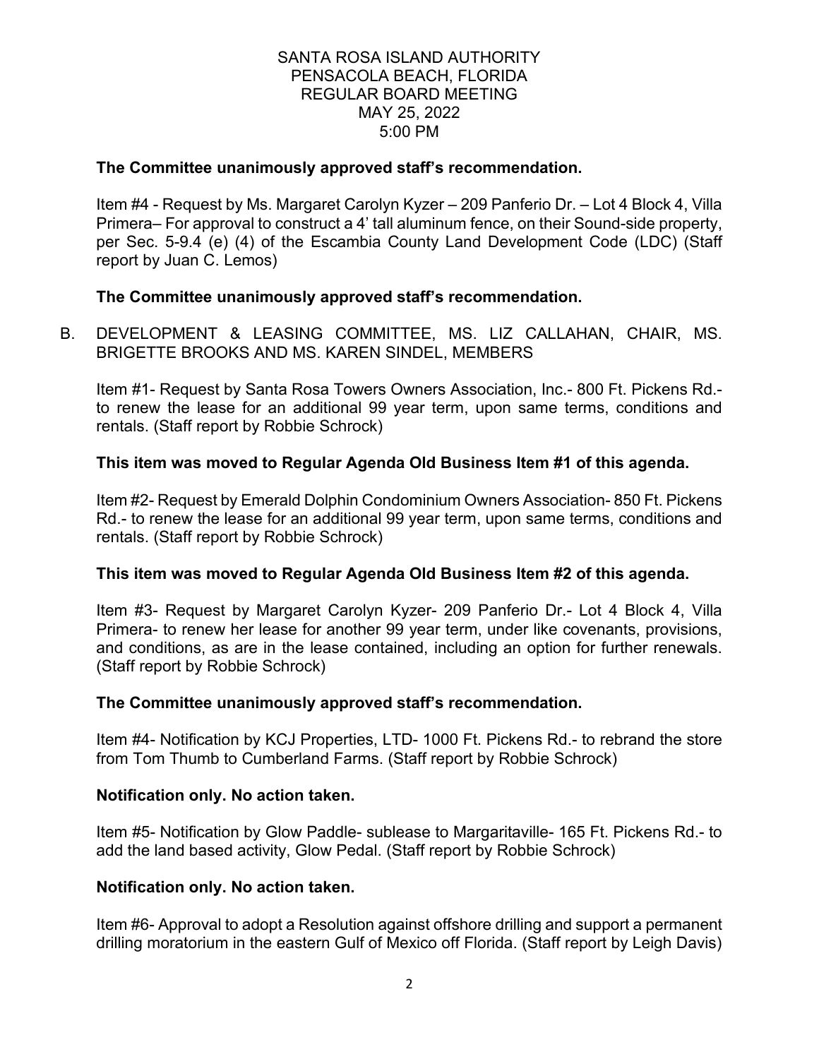**The Committee unanimously approved staff's recommendation.**

Item #4 - Request by Ms. Margaret Carolyn Kyzer – 209 Panferio Dr. – Lot 4 Block 4, Villa Primera– For approval to construct a 4' tall aluminum fence, on their Sound-side property, per Sec. 5-9.4 (e) (4) of the Escambia County Land Development Code (LDC) (Staff report by Juan C. Lemos)

**The Committee unanimously approved staff's recommendation.**

B. DEVELOPMENT & LEASING COMMITTEE, MS. LIZ CALLAHAN, CHAIR, MS. BRIGETTE BROOKS AND MS. KAREN SINDEL, MEMBERS

Item #1- Request by Santa Rosa Towers Owners Association, Inc.- 800 Ft. Pickens Rd.- to renew the lease for an additional 99 year term, upon same terms, conditions and rentals. (Staff report by Robbie Schrock)

**This item was moved to Regular Agenda Old Business Item #1 of this agenda.**

Item #2- Request by Emerald Dolphin Condominium Owners Association- 850 Ft. Pickens Rd.- to renew the lease for an additional 99 year term, upon same terms, conditions and rentals. (Staff report by Robbie Schrock)

**This item was moved to Regular Agenda Old Business Item #2 of this agenda.**

Item #3- Request by Margaret Carolyn Kyzer- 209 Panferio Dr.- Lot 4 Block 4, Villa Primera- to renew her lease for another 99 year term, under like covenants, provisions, and conditions, as are in the lease contained, including an option for further renewals. (Staff report by Robbie Schrock)

**The Committee unanimously approved staff's recommendation.**

Item #4- Notification by KCJ Properties, LTD- 1000 Ft. Pickens Rd.- to rebrand the store from Tom Thumb to Cumberland Farms. (Staff report by Robbie Schrock)

**Notification only. No action taken.**

Item #5- Notification by Glow Paddle- sublease to Margaritaville- 165 Ft. Pickens Rd.- to add the land based activity, Glow Pedal. (Staff report by Robbie Schrock)

**Notification only. No action taken.**

Item #6- Approval to adopt a Resolution against offshore drilling and support a permanent drilling moratorium in the eastern Gulf of Mexico off Florida. (Staff report by Leigh Davis)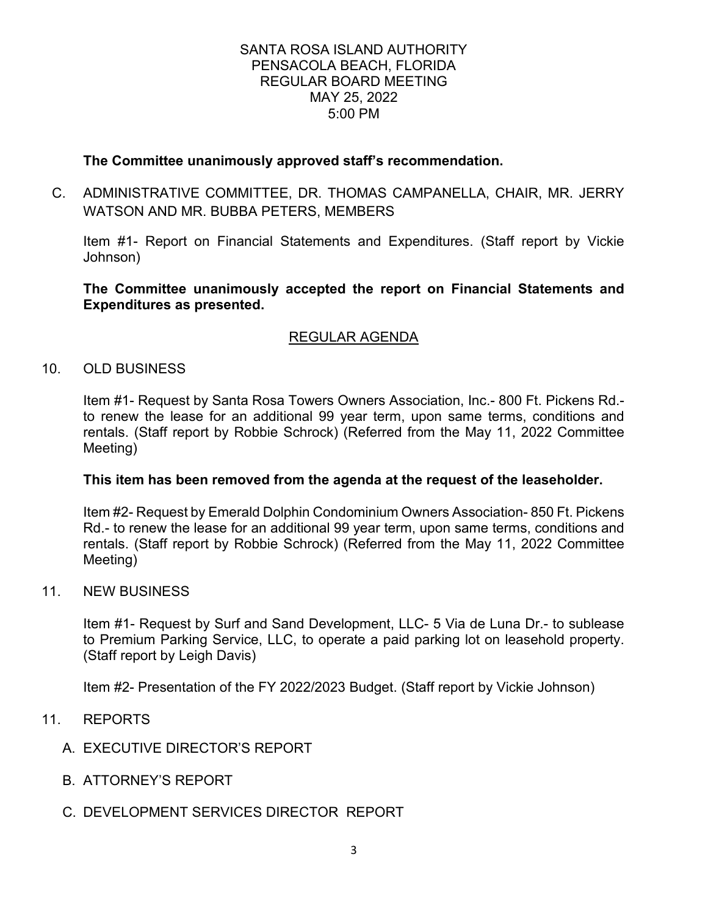SANTA ROSA ISLAND AUTHORITY
PENSACOLA BEACH, FLORIDA
REGULAR BOARD MEETING
MAY 25, 2022
5:00 PM

**The Committee unanimously approved staff's recommendation.**

C. ADMINISTRATIVE COMMITTEE, DR. THOMAS CAMPANELLA, CHAIR, MR. JERRY WATSON AND MR. BUBBA PETERS, MEMBERS

Item #1- Report on Financial Statements and Expenditures. (Staff report by Vickie Johnson)

**The Committee unanimously accepted the report on Financial Statements and Expenditures as presented.**

## REGULAR AGENDA

10. OLD BUSINESS

Item #1- Request by Santa Rosa Towers Owners Association, Inc.- 800 Ft. Pickens Rd.- to renew the lease for an additional 99 year term, upon same terms, conditions and rentals. (Staff report by Robbie Schrock) (Referred from the May 11, 2022 Committee Meeting)

**This item has been removed from the agenda at the request of the leaseholder.**

Item #2- Request by Emerald Dolphin Condominium Owners Association- 850 Ft. Pickens Rd.- to renew the lease for an additional 99 year term, upon same terms, conditions and rentals. (Staff report by Robbie Schrock) (Referred from the May 11, 2022 Committee Meeting)

11. NEW BUSINESS

Item #1- Request by Surf and Sand Development, LLC- 5 Via de Luna Dr.- to sublease to Premium Parking Service, LLC, to operate a paid parking lot on leasehold property. (Staff report by Leigh Davis)

Item #2- Presentation of the FY 2022/2023 Budget. (Staff report by Vickie Johnson)

11. REPORTS

A. EXECUTIVE DIRECTOR'S REPORT

B. ATTORNEY'S REPORT

C. DEVELOPMENT SERVICES DIRECTOR REPORT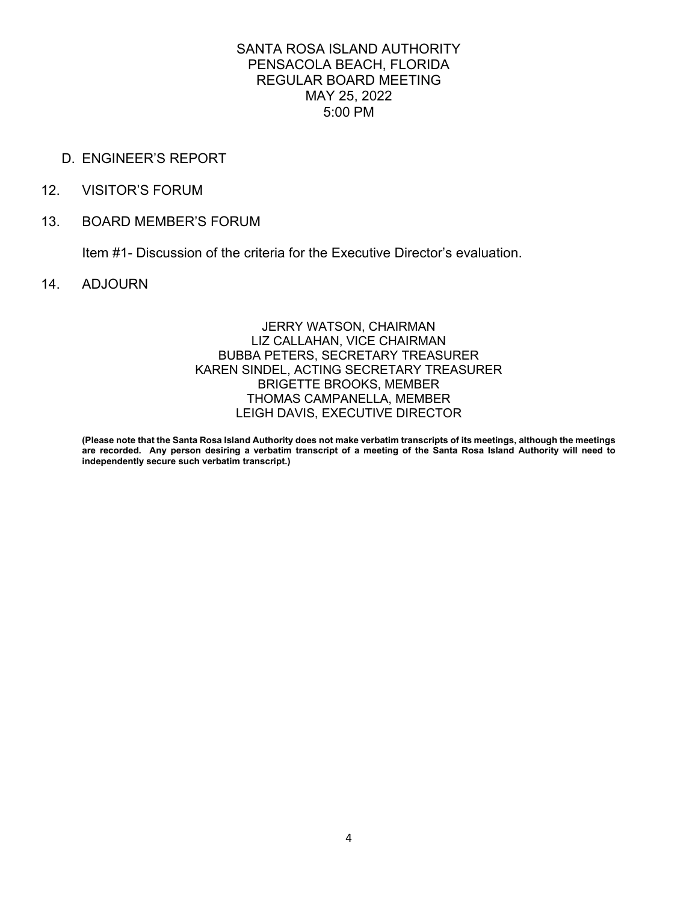SANTA ROSA ISLAND AUTHORITY
PENSACOLA BEACH, FLORIDA
REGULAR BOARD MEETING
MAY 25, 2022
5:00 PM

D. ENGINEER'S REPORT

12. VISITOR'S FORUM

13. BOARD MEMBER'S FORUM

Item #1- Discussion of the criteria for the Executive Director's evaluation.

14. ADJOURN

JERRY WATSON, CHAIRMAN
LIZ CALLAHAN, VICE CHAIRMAN
BUBBA PETERS, SECRETARY TREASURER
KAREN SINDEL, ACTING SECRETARY TREASURER
BRIGETTE BROOKS, MEMBER
THOMAS CAMPANELLA, MEMBER
LEIGH DAVIS, EXECUTIVE DIRECTOR

**(Please note that the Santa Rosa Island Authority does not make verbatim transcripts of its meetings, although the meetings are recorded. Any person desiring a verbatim transcript of a meeting of the Santa Rosa Island Authority will need to independently secure such verbatim transcript.)**